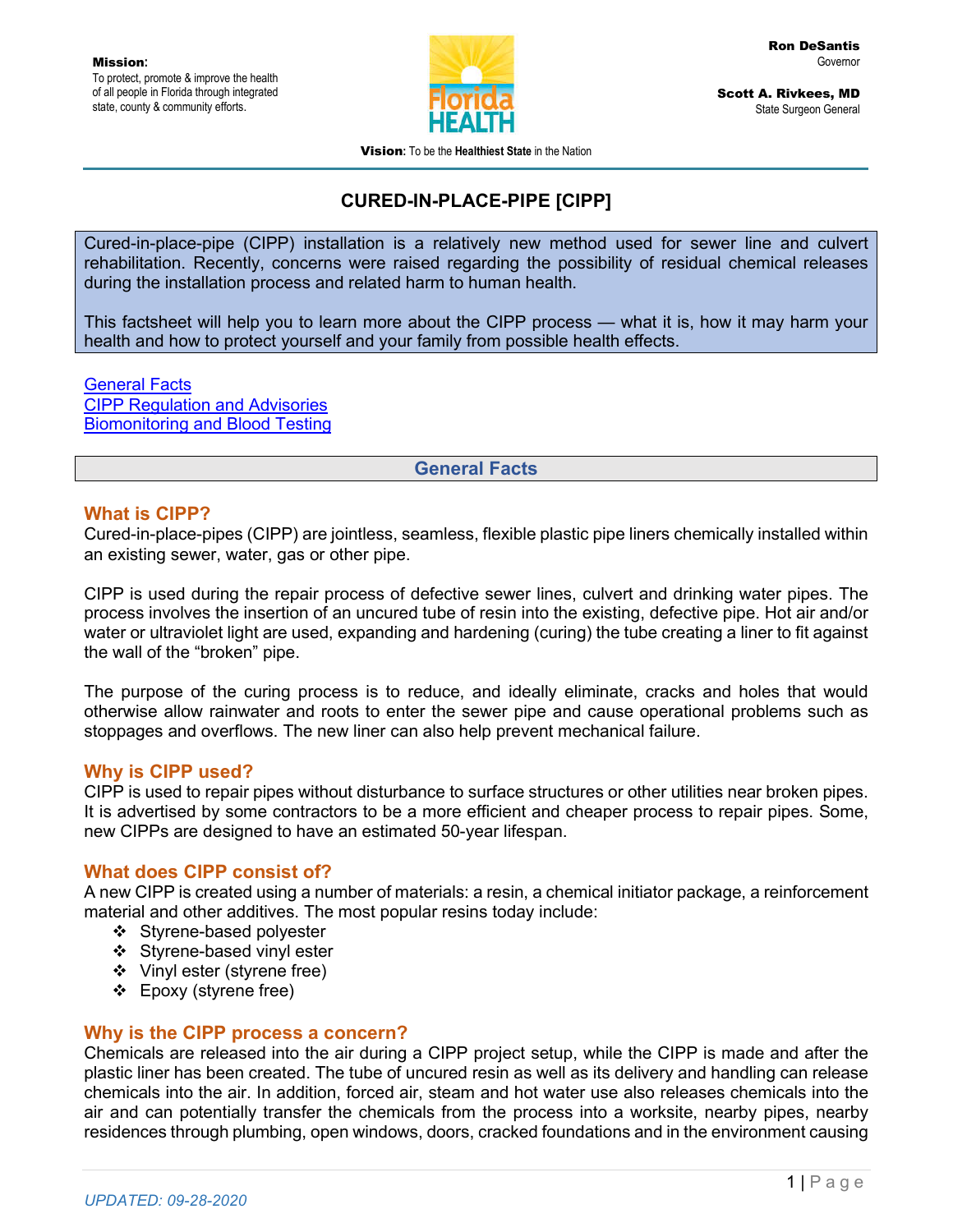**Mission**:
To protect, promote & improve the health of all people in Florida through integrated state, county & community efforts.

**Ron DeSantis**
Governor

**Scott A. Rivkees, MD**
State Surgeon General

**Vision**: To be the **Healthiest State** in the Nation

# CURED-IN-PLACE-PIPE [CIPP]

Cured-in-place-pipe (CIPP) installation is a relatively new method used for sewer line and culvert rehabilitation. Recently, concerns were raised regarding the possibility of residual chemical releases during the installation process and related harm to human health.

This factsheet will help you to learn more about the CIPP process — what it is, how it may harm your health and how to protect yourself and your family from possible health effects.

[General Facts](#general-facts)
[CIPP Regulation and Advisories](#cipp-regulation-and-advisories)
[Biomonitoring and Blood Testing](#biomonitoring-and-blood-testing)

## General Facts

### What is CIPP?

Cured-in-place-pipes (CIPP) are jointless, seamless, flexible plastic pipe liners chemically installed within an existing sewer, water, gas or other pipe.

CIPP is used during the repair process of defective sewer lines, culvert and drinking water pipes. The process involves the insertion of an uncured tube of resin into the existing, defective pipe. Hot air and/or water or ultraviolet light are used, expanding and hardening (curing) the tube creating a liner to fit against the wall of the "broken" pipe.

The purpose of the curing process is to reduce, and ideally eliminate, cracks and holes that would otherwise allow rainwater and roots to enter the sewer pipe and cause operational problems such as stoppages and overflows. The new liner can also help prevent mechanical failure.

### Why is CIPP used?

CIPP is used to repair pipes without disturbance to surface structures or other utilities near broken pipes. It is advertised by some contractors to be a more efficient and cheaper process to repair pipes. Some, new CIPPs are designed to have an estimated 50-year lifespan.

### What does CIPP consist of?

A new CIPP is created using a number of materials: a resin, a chemical initiator package, a reinforcement material and other additives. The most popular resins today include:

- Styrene-based polyester
- Styrene-based vinyl ester
- Vinyl ester (styrene free)
- Epoxy (styrene free)

### Why is the CIPP process a concern?

Chemicals are released into the air during a CIPP project setup, while the CIPP is made and after the plastic liner has been created. The tube of uncured resin as well as its delivery and handling can release chemicals into the air. In addition, forced air, steam and hot water use also releases chemicals into the air and can potentially transfer the chemicals from the process into a worksite, nearby pipes, nearby residences through plumbing, open windows, doors, cracked foundations and in the environment causing

*UPDATED: 09-28-2020*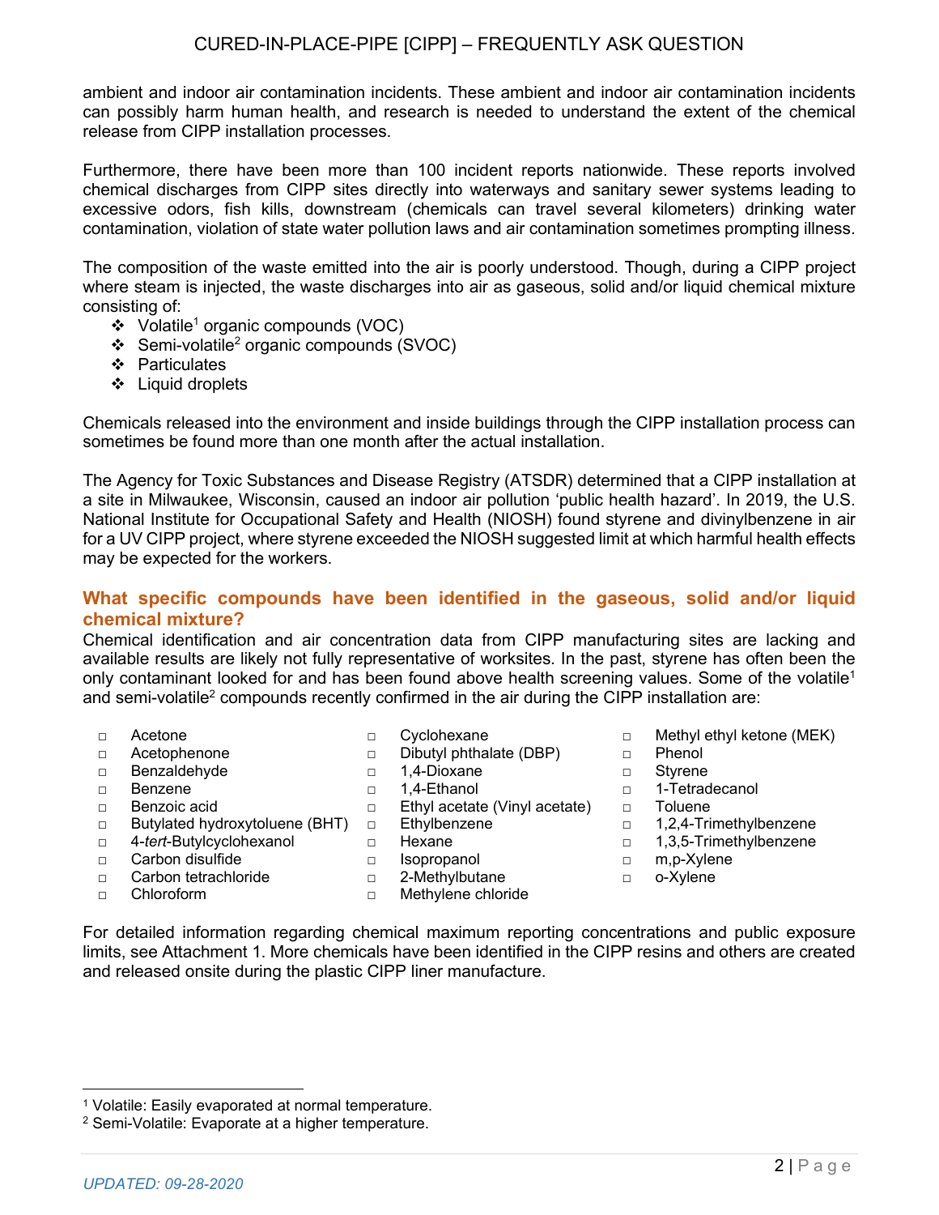ambient and indoor air contamination incidents. These ambient and indoor air contamination incidents can possibly harm human health, and research is needed to understand the extent of the chemical release from CIPP installation processes.

Furthermore, there have been more than 100 incident reports nationwide. These reports involved chemical discharges from CIPP sites directly into waterways and sanitary sewer systems leading to excessive odors, fish kills, downstream (chemicals can travel several kilometers) drinking water contamination, violation of state water pollution laws and air contamination sometimes prompting illness.

The composition of the waste emitted into the air is poorly understood. Though, during a CIPP project where steam is injected, the waste discharges into air as gaseous, solid and/or liquid chemical mixture consisting of:

- Volatile[1] organic compounds (VOC)
- Semi-volatile[2] organic compounds (SVOC)
- Particulates
- Liquid droplets

Chemicals released into the environment and inside buildings through the CIPP installation process can sometimes be found more than one month after the actual installation.

The Agency for Toxic Substances and Disease Registry (ATSDR) determined that a CIPP installation at a site in Milwaukee, Wisconsin, caused an indoor air pollution 'public health hazard'. In 2019, the U.S. National Institute for Occupational Safety and Health (NIOSH) found styrene and divinylbenzene in air for a UV CIPP project, where styrene exceeded the NIOSH suggested limit at which harmful health effects may be expected for the workers.

## What specific compounds have been identified in the gaseous, solid and/or liquid chemical mixture?

Chemical identification and air concentration data from CIPP manufacturing sites are lacking and available results are likely not fully representative of worksites. In the past, styrene has often been the only contaminant looked for and has been found above health screening values. Some of the volatile[1] and semi-volatile[2] compounds recently confirmed in the air during the CIPP installation are:

- Acetone
- Acetophenone
- Benzaldehyde
- Benzene
- Benzoic acid
- Butylated hydroxytoluene (BHT)
- 4-*tert*-Butylcyclohexanol
- Carbon disulfide
- Carbon tetrachloride
- Chloroform
- Cyclohexane
- Dibutyl phthalate (DBP)
- 1,4-Dioxane
- 1,4-Ethanol
- Ethyl acetate (Vinyl acetate)
- Ethylbenzene
- Hexane
- Isopropanol
- 2-Methylbutane
- Methylene chloride
- Methyl ethyl ketone (MEK)
- Phenol
- Styrene
- 1-Tetradecanol
- Toluene
- 1,2,4-Trimethylbenzene
- 1,3,5-Trimethylbenzene
- m,p-Xylene
- o-Xylene

For detailed information regarding chemical maximum reporting concentrations and public exposure limits, see Attachment 1. More chemicals have been identified in the CIPP resins and others are created and released onsite during the plastic CIPP liner manufacture.

[1] Volatile: Easily evaporated at normal temperature.

[2] Semi-Volatile: Evaporate at a higher temperature.

*UPDATED: 09-28-2020*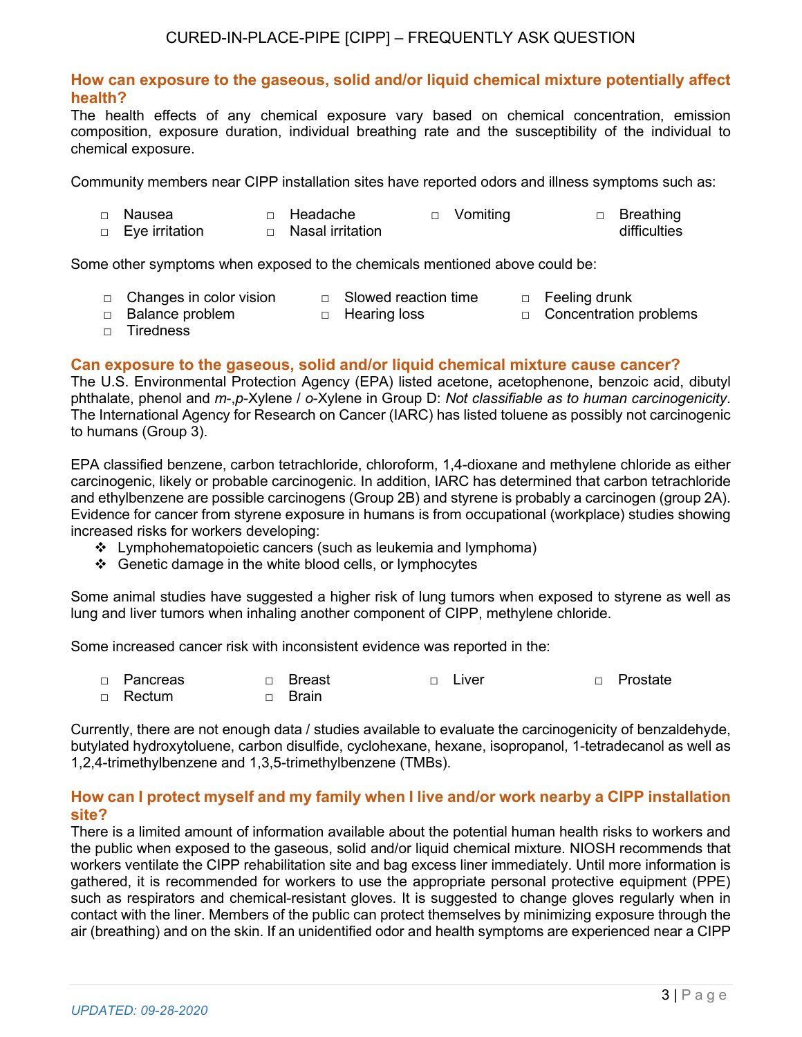## How can exposure to the gaseous, solid and/or liquid chemical mixture potentially affect health?

The health effects of any chemical exposure vary based on chemical concentration, emission composition, exposure duration, individual breathing rate and the susceptibility of the individual to chemical exposure.

Community members near CIPP installation sites have reported odors and illness symptoms such as:

- Nausea
- Eye irritation
- Headache
- Nasal irritation
- Vomiting
- Breathing difficulties

Some other symptoms when exposed to the chemicals mentioned above could be:

- Changes in color vision
- Balance problem
- Tiredness
- Slowed reaction time
- Hearing loss
- Feeling drunk
- Concentration problems

## Can exposure to the gaseous, solid and/or liquid chemical mixture cause cancer?

The U.S. Environmental Protection Agency (EPA) listed acetone, acetophenone, benzoic acid, dibutyl phthalate, phenol and *m*-,*p*-Xylene / *o*-Xylene in Group D: *Not classifiable as to human carcinogenicity*. The International Agency for Research on Cancer (IARC) has listed toluene as possibly not carcinogenic to humans (Group 3).

EPA classified benzene, carbon tetrachloride, chloroform, 1,4-dioxane and methylene chloride as either carcinogenic, likely or probable carcinogenic. In addition, IARC has determined that carbon tetrachloride and ethylbenzene are possible carcinogens (Group 2B) and styrene is probably a carcinogen (group 2A). Evidence for cancer from styrene exposure in humans is from occupational (workplace) studies showing increased risks for workers developing:

- Lymphohematopoietic cancers (such as leukemia and lymphoma)
- Genetic damage in the white blood cells, or lymphocytes

Some animal studies have suggested a higher risk of lung tumors when exposed to styrene as well as lung and liver tumors when inhaling another component of CIPP, methylene chloride.

Some increased cancer risk with inconsistent evidence was reported in the:

- Pancreas
- Rectum
- Breast
- Brain
- Liver
- Prostate

Currently, there are not enough data / studies available to evaluate the carcinogenicity of benzaldehyde, butylated hydroxytoluene, carbon disulfide, cyclohexane, hexane, isopropanol, 1-tetradecanol as well as 1,2,4-trimethylbenzene and 1,3,5-trimethylbenzene (TMBs).

## How can I protect myself and my family when I live and/or work nearby a CIPP installation site?

There is a limited amount of information available about the potential human health risks to workers and the public when exposed to the gaseous, solid and/or liquid chemical mixture. NIOSH recommends that workers ventilate the CIPP rehabilitation site and bag excess liner immediately. Until more information is gathered, it is recommended for workers to use the appropriate personal protective equipment (PPE) such as respirators and chemical-resistant gloves. It is suggested to change gloves regularly when in contact with the liner. Members of the public can protect themselves by minimizing exposure through the air (breathing) and on the skin. If an unidentified odor and health symptoms are experienced near a CIPP

*UPDATED: 09-28-2020*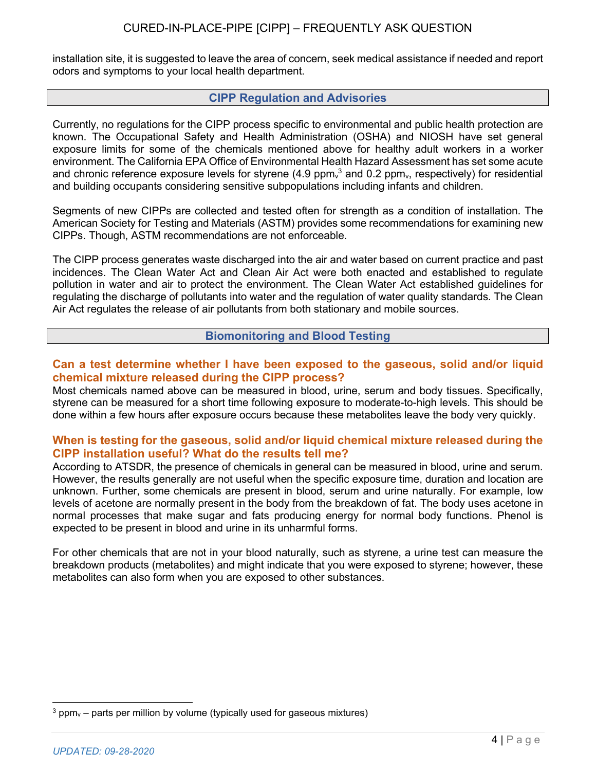installation site, it is suggested to leave the area of concern, seek medical assistance if needed and report odors and symptoms to your local health department.

## CIPP Regulation and Advisories

Currently, no regulations for the CIPP process specific to environmental and public health protection are known. The Occupational Safety and Health Administration (OSHA) and NIOSH have set general exposure limits for some of the chemicals mentioned above for healthy adult workers in a worker environment. The California EPA Office of Environmental Health Hazard Assessment has set some acute and chronic reference exposure levels for styrene (4.9 $ppm_v$[3] and 0.2 $ppm_v$, respectively) for residential and building occupants considering sensitive subpopulations including infants and children.

Segments of new CIPPs are collected and tested often for strength as a condition of installation. The American Society for Testing and Materials (ASTM) provides some recommendations for examining new CIPPs. Though, ASTM recommendations are not enforceable.

The CIPP process generates waste discharged into the air and water based on current practice and past incidences. The Clean Water Act and Clean Air Act were both enacted and established to regulate pollution in water and air to protect the environment. The Clean Water Act established guidelines for regulating the discharge of pollutants into water and the regulation of water quality standards. The Clean Air Act regulates the release of air pollutants from both stationary and mobile sources.

## Biomonitoring and Blood Testing

### Can a test determine whether I have been exposed to the gaseous, solid and/or liquid chemical mixture released during the CIPP process?

Most chemicals named above can be measured in blood, urine, serum and body tissues. Specifically, styrene can be measured for a short time following exposure to moderate-to-high levels. This should be done within a few hours after exposure occurs because these metabolites leave the body very quickly.

### When is testing for the gaseous, solid and/or liquid chemical mixture released during the CIPP installation useful? What do the results tell me?

According to ATSDR, the presence of chemicals in general can be measured in blood, urine and serum. However, the results generally are not useful when the specific exposure time, duration and location are unknown. Further, some chemicals are present in blood, serum and urine naturally. For example, low levels of acetone are normally present in the body from the breakdown of fat. The body uses acetone in normal processes that make sugar and fats producing energy for normal body functions. Phenol is expected to be present in blood and urine in its unharmful forms.

For other chemicals that are not in your blood naturally, such as styrene, a urine test can measure the breakdown products (metabolites) and might indicate that you were exposed to styrene; however, these metabolites can also form when you are exposed to other substances.

[3] $ppm_v$ – parts per million by volume (typically used for gaseous mixtures)

*UPDATED: 09-28-2020*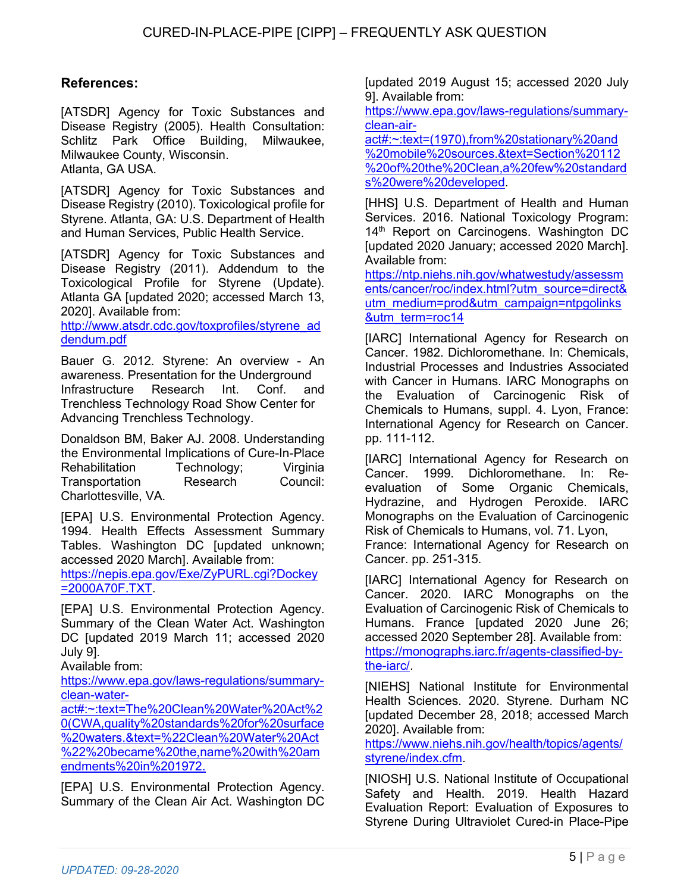**References:**

[ATSDR] Agency for Toxic Substances and Disease Registry (2005). Health Consultation: Schlitz Park Office Building, Milwaukee, Milwaukee County, Wisconsin.
Atlanta, GA USA.

[ATSDR] Agency for Toxic Substances and Disease Registry (2010). Toxicological profile for Styrene. Atlanta, GA: U.S. Department of Health and Human Services, Public Health Service.

[ATSDR] Agency for Toxic Substances and Disease Registry (2011). Addendum to the Toxicological Profile for Styrene (Update). Atlanta GA [updated 2020; accessed March 13, 2020]. Available from: [http://www.atsdr.cdc.gov/toxprofiles/styrene_addendum.pdf](http://www.atsdr.cdc.gov/toxprofiles/styrene_addendum.pdf)

Bauer G. 2012. Styrene: An overview - An awareness. Presentation for the Underground Infrastructure Research Int. Conf. and Trenchless Technology Road Show Center for Advancing Trenchless Technology.

Donaldson BM, Baker AJ. 2008. Understanding the Environmental Implications of Cure-In-Place Rehabilitation Technology; Virginia Transportation Research Council: Charlottesville, VA.

[EPA] U.S. Environmental Protection Agency. 1994. Health Effects Assessment Summary Tables. Washington DC [updated unknown; accessed 2020 March]. Available from: [https://nepis.epa.gov/Exe/ZyPURL.cgi?Dockey=2000A70F.TXT](https://nepis.epa.gov/Exe/ZyPURL.cgi?Dockey=2000A70F.TXT).

[EPA] U.S. Environmental Protection Agency. Summary of the Clean Water Act. Washington DC [updated 2019 March 11; accessed 2020 July 9].
Available from: [https://www.epa.gov/laws-regulations/summary-clean-water-act#:~:text=The%20Clean%20Water%20Act%20(CWA,quality%20standards%20for%20surface%20waters.&text=%22Clean%20Water%20Act%22%20became%20the,name%20with%20amendments%20in%201972.](https://www.epa.gov/laws-regulations/summary-clean-water-act#:~:text=The%20Clean%20Water%20Act%20(CWA,quality%20standards%20for%20surface%20waters.&text=%22Clean%20Water%20Act%22%20became%20the,name%20with%20amendments%20in%201972.)

[EPA] U.S. Environmental Protection Agency. Summary of the Clean Air Act. Washington DC [updated 2019 August 15; accessed 2020 July 9]. Available from: [https://www.epa.gov/laws-regulations/summary-clean-air-act#:~:text=(1970),from%20stationary%20and%20mobile%20sources.&text=Section%20112%20of%20the%20Clean,a%20few%20standards%20were%20developed](https://www.epa.gov/laws-regulations/summary-clean-air-act#:~:text=(1970),from%20stationary%20and%20mobile%20sources.&text=Section%20112%20of%20the%20Clean,a%20few%20standards%20were%20developed).

[HHS] U.S. Department of Health and Human Services. 2016. National Toxicology Program: 14th Report on Carcinogens. Washington DC [updated 2020 January; accessed 2020 March]. Available from: [https://ntp.niehs.nih.gov/whatwestudy/assessments/cancer/roc/index.html?utm_source=direct&utm_medium=prod&utm_campaign=ntpgolinks&utm_term=roc14](https://ntp.niehs.nih.gov/whatwestudy/assessments/cancer/roc/index.html?utm_source=direct&utm_medium=prod&utm_campaign=ntpgolinks&utm_term=roc14)

[IARC] International Agency for Research on Cancer. 1982. Dichloromethane. In: Chemicals, Industrial Processes and Industries Associated with Cancer in Humans. IARC Monographs on the Evaluation of Carcinogenic Risk of Chemicals to Humans, suppl. 4. Lyon, France: International Agency for Research on Cancer. pp. 111-112.

[IARC] International Agency for Research on Cancer. 1999. Dichloromethane. In: Re-evaluation of Some Organic Chemicals, Hydrazine, and Hydrogen Peroxide. IARC Monographs on the Evaluation of Carcinogenic Risk of Chemicals to Humans, vol. 71. Lyon, France: International Agency for Research on Cancer. pp. 251-315.

[IARC] International Agency for Research on Cancer. 2020. IARC Monographs on the Evaluation of Carcinogenic Risk of Chemicals to Humans. France [updated 2020 June 26; accessed 2020 September 28]. Available from: [https://monographs.iarc.fr/agents-classified-by-the-iarc/](https://monographs.iarc.fr/agents-classified-by-the-iarc/).

[NIEHS] National Institute for Environmental Health Sciences. 2020. Styrene. Durham NC [updated December 28, 2018; accessed March 2020]. Available from: [https://www.niehs.nih.gov/health/topics/agents/styrene/index.cfm](https://www.niehs.nih.gov/health/topics/agents/styrene/index.cfm).

[NIOSH] U.S. National Institute of Occupational Safety and Health. 2019. Health Hazard Evaluation Report: Evaluation of Exposures to Styrene During Ultraviolet Cured-in Place-Pipe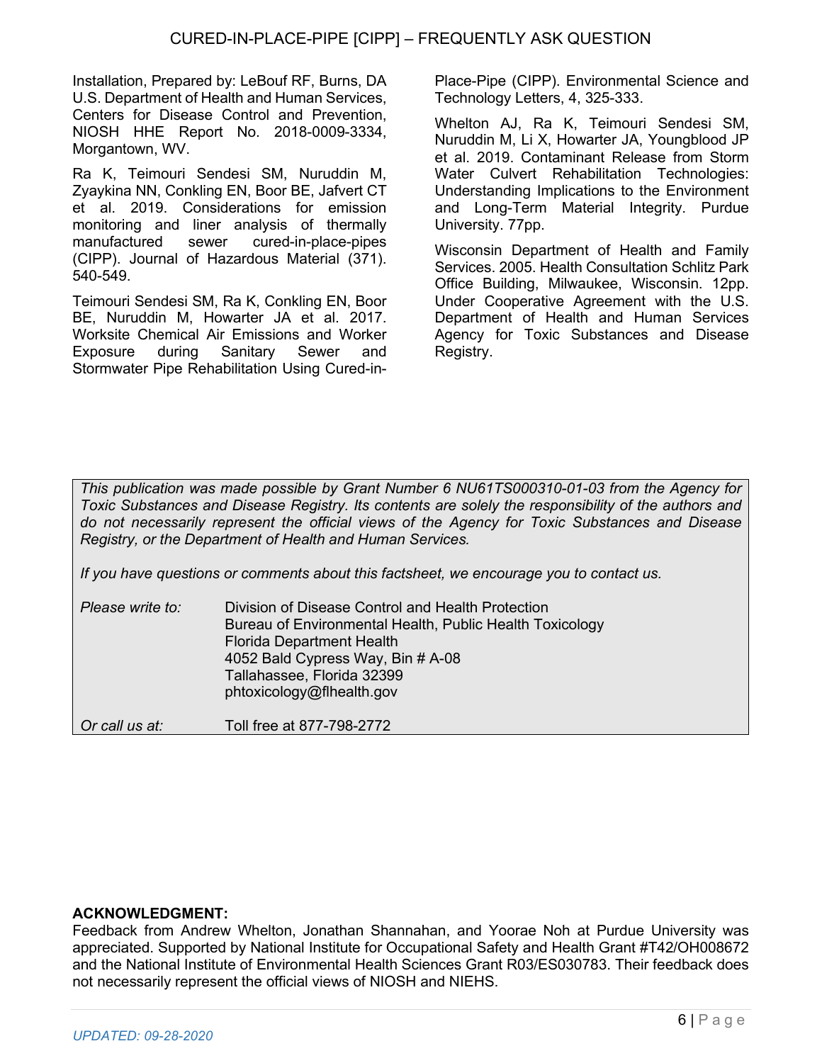Installation, Prepared by: LeBouf RF, Burns, DA U.S. Department of Health and Human Services, Centers for Disease Control and Prevention, NIOSH HHE Report No. 2018-0009-3334, Morgantown, WV.

Ra K, Teimouri Sendesi SM, Nuruddin M, Zyaykina NN, Conkling EN, Boor BE, Jafvert CT et al. 2019. Considerations for emission monitoring and liner analysis of thermally manufactured sewer cured-in-place-pipes (CIPP). Journal of Hazardous Material (371). 540-549.

Teimouri Sendesi SM, Ra K, Conkling EN, Boor BE, Nuruddin M, Howarter JA et al. 2017. Worksite Chemical Air Emissions and Worker Exposure during Sanitary Sewer and Stormwater Pipe Rehabilitation Using Cured-in-Place-Pipe (CIPP). Environmental Science and Technology Letters, 4, 325-333.

Whelton AJ, Ra K, Teimouri Sendesi SM, Nuruddin M, Li X, Howarter JA, Youngblood JP et al. 2019. Contaminant Release from Storm Water Culvert Rehabilitation Technologies: Understanding Implications to the Environment and Long-Term Material Integrity. Purdue University. 77pp.

Wisconsin Department of Health and Family Services. 2005. Health Consultation Schlitz Park Office Building, Milwaukee, Wisconsin. 12pp. Under Cooperative Agreement with the U.S. Department of Health and Human Services Agency for Toxic Substances and Disease Registry.

*This publication was made possible by Grant Number 6 NU61TS000310-01-03 from the Agency for Toxic Substances and Disease Registry. Its contents are solely the responsibility of the authors and do not necessarily represent the official views of the Agency for Toxic Substances and Disease Registry, or the Department of Health and Human Services.*

*If you have questions or comments about this factsheet, we encourage you to contact us.*

*Please write to:*

Division of Disease Control and Health Protection
Bureau of Environmental Health, Public Health Toxicology
Florida Department Health
4052 Bald Cypress Way, Bin # A-08
Tallahassee, Florida 32399
phtoxicology@flhealth.gov

*Or call us at:* Toll free at 877-798-2772

**ACKNOWLEDGMENT:**
Feedback from Andrew Whelton, Jonathan Shannahan, and Yoorae Noh at Purdue University was appreciated. Supported by National Institute for Occupational Safety and Health Grant #T42/OH008672 and the National Institute of Environmental Health Sciences Grant R03/ES030783. Their feedback does not necessarily represent the official views of NIOSH and NIEHS.

*UPDATED: 09-28-2020*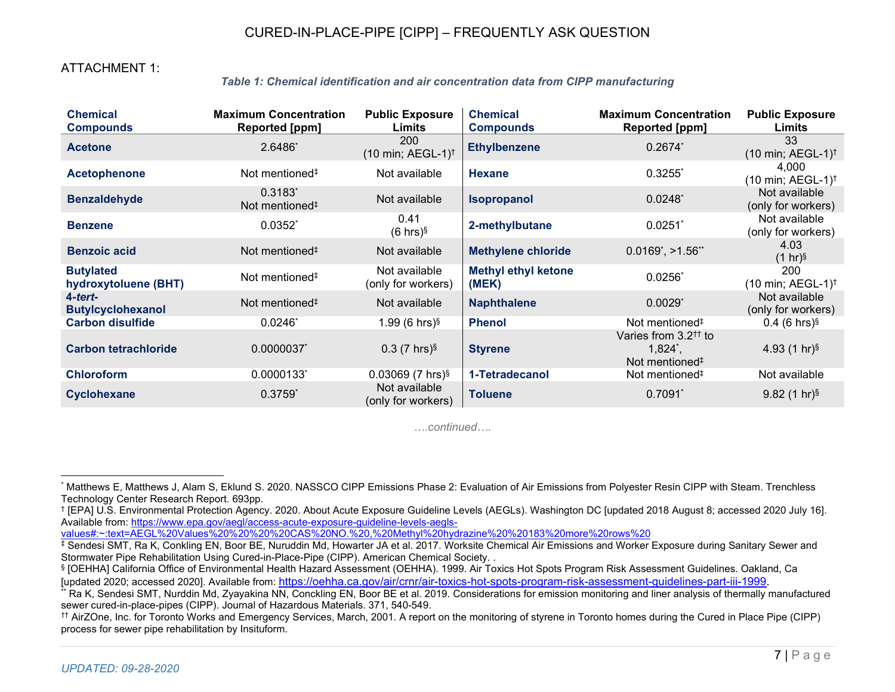ATTACHMENT 1:

***Table 1: Chemical identification and air concentration data from CIPP manufacturing***

| Chemical Compounds | Maximum Concentration Reported [ppm] | Public Exposure Limits | Chemical Compounds | Maximum Concentration Reported [ppm] | Public Exposure Limits |
|---|---|---|---|---|---|
| **Acetone** | 2.6486* | 200 (10 min; AEGL-1)† | **Ethylbenzene** | 0.2674* | 33 (10 min; AEGL-1)† |
| **Acetophenone** | Not mentioned‡ | Not available | **Hexane** | 0.3255* | 4,000 (10 min; AEGL-1)† |
| **Benzaldehyde** | 0.3183* Not mentioned‡ | Not available | **Isopropanol** | 0.0248* | Not available (only for workers) |
| **Benzene** | 0.0352* | 0.41 (6 hrs)§ | **2-methylbutane** | 0.0251* | Not available (only for workers) |
| **Benzoic acid** | Not mentioned‡ | Not available | **Methylene chloride** | 0.0169*, >1.56** | 4.03 (1 hr)§ |
| **Butylated hydroxytoluene (BHT)** | Not mentioned‡ | Not available (only for workers) | **Methyl ethyl ketone (MEK)** | 0.0256* | 200 (10 min; AEGL-1)† |
| **4-*tert*-Butylcyclohexanol** | Not mentioned‡ | Not available | **Naphthalene** | 0.0029* | Not available (only for workers) |
| **Carbon disulfide** | 0.0246* | 1.99 (6 hrs)§ | **Phenol** | Not mentioned‡ | 0.4 (6 hrs)§ |
| **Carbon tetrachloride** | 0.0000037* | 0.3 (7 hrs)§ | **Styrene** | Varies from 3.2†† to 1,824*, Not mentioned‡ | 4.93 (1 hr)§ |
| **Chloroform** | 0.0000133* | 0.03069 (7 hrs)§ | **1-Tetradecanol** | Not mentioned‡ | Not available |
| **Cyclohexane** | 0.3759* | Not available (only for workers) | **Toluene** | 0.7091* | 9.82 (1 hr)§ |

*….continued….*

---

\* Matthews E, Matthews J, Alam S, Eklund S. 2020. NASSCO CIPP Emissions Phase 2: Evaluation of Air Emissions from Polyester Resin CIPP with Steam. Trenchless Technology Center Research Report. 693pp.

† [EPA] U.S. Environmental Protection Agency. 2020. About Acute Exposure Guideline Levels (AEGLs). Washington DC [updated 2018 August 8; accessed 2020 July 16]. Available from: https://www.epa.gov/aegl/access-acute-exposure-guideline-levels-aegls-values#:~:text=AEGL%20Values%20%20%20%20CAS%20NO.%20,%20Methyl%20hydrazine%20%20183%20more%20rows%20

‡ Sendesi SMT, Ra K, Conkling EN, Boor BE, Nuruddin Md, Howarter JA et al. 2017. Worksite Chemical Air Emissions and Worker Exposure during Sanitary Sewer and Stormwater Pipe Rehabilitation Using Cured-in-Place-Pipe (CIPP). American Chemical Society. .

§ [OEHHA] California Office of Environmental Health Hazard Assessment (OEHHA). 1999. Air Toxics Hot Spots Program Risk Assessment Guidelines. Oakland, Ca [updated 2020; accessed 2020]. Available from: https://oehha.ca.gov/air/crnr/air-toxics-hot-spots-program-risk-assessment-guidelines-part-iii-1999.

\** Ra K, Sendesi SMT, Nurddin Md, Zyayakina NN, Conckling EN, Boor BE et al. 2019. Considerations for emission monitoring and liner analysis of thermally manufactured sewer cured-in-place-pipes (CIPP). Journal of Hazardous Materials. 371, 540-549.

†† AirZOne, Inc. for Toronto Works and Emergency Services, March, 2001. A report on the monitoring of styrene in Toronto homes during the Cured in Place Pipe (CIPP) process for sewer pipe rehabilitation by Insituform.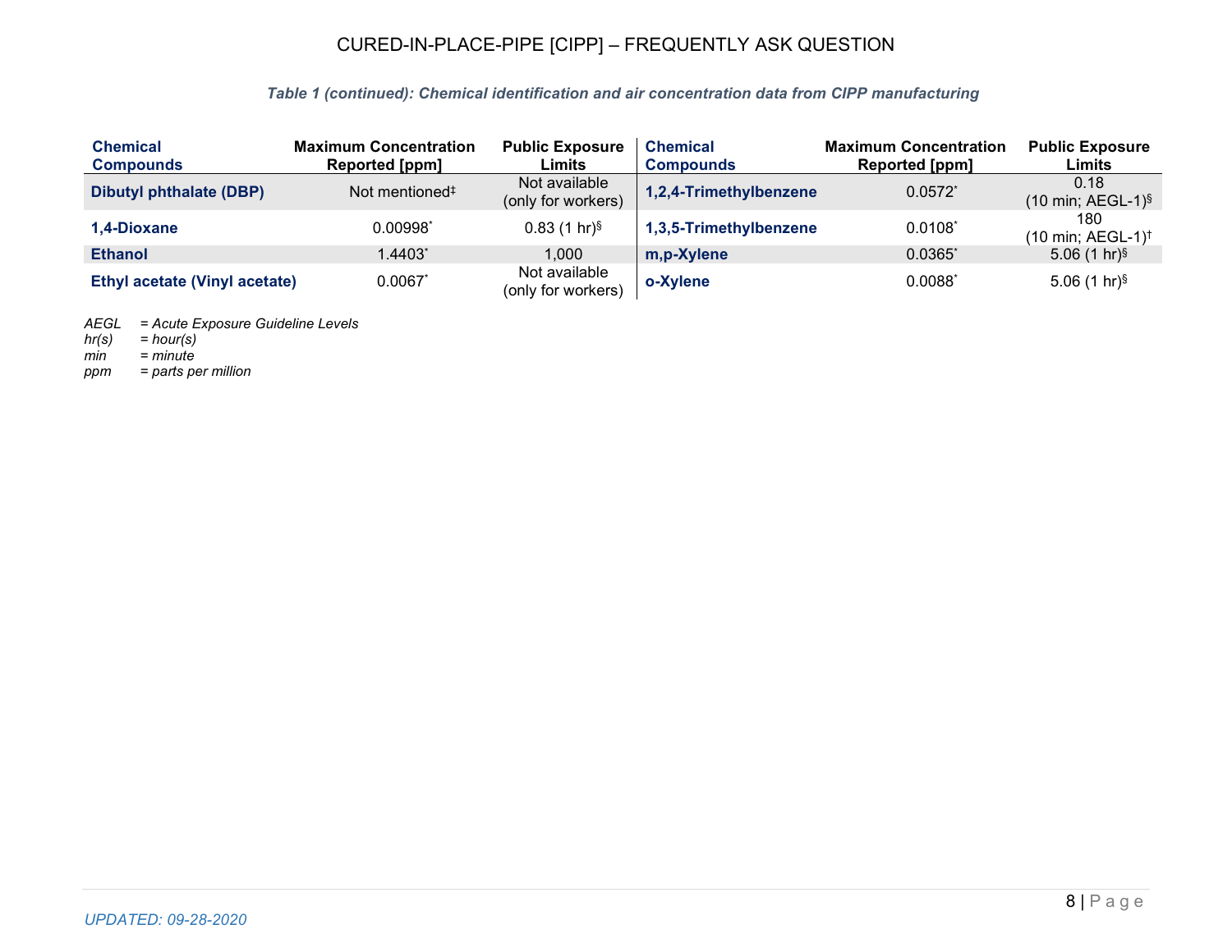*Table 1 (continued): Chemical identification and air concentration data from CIPP manufacturing*

| Chemical Compounds | Maximum Concentration Reported [ppm] | Public Exposure Limits | Chemical Compounds | Maximum Concentration Reported [ppm] | Public Exposure Limits |
|---|---|---|---|---|---|
| **Dibutyl phthalate (DBP)** | Not mentioned‡ | Not available (only for workers) | **1,2,4-Trimethylbenzene** | 0.0572* | 0.18 (10 min; AEGL-1)§ |
| **1,4-Dioxane** | 0.00998* | 0.83 (1 hr)§ | **1,3,5-Trimethylbenzene** | 0.0108* | 180 (10 min; AEGL-1)† |
| **Ethanol** | 1.4403* | 1,000 | **m,p-Xylene** | 0.0365* | 5.06 (1 hr)§ |
| **Ethyl acetate (Vinyl acetate)** | 0.0067* | Not available (only for workers) | **o-Xylene** | 0.0088* | 5.06 (1 hr)§ |

*AEGL = Acute Exposure Guideline Levels*
*hr(s) = hour(s)*
*min = minute*
*ppm = parts per million*

*UPDATED: 09-28-2020*